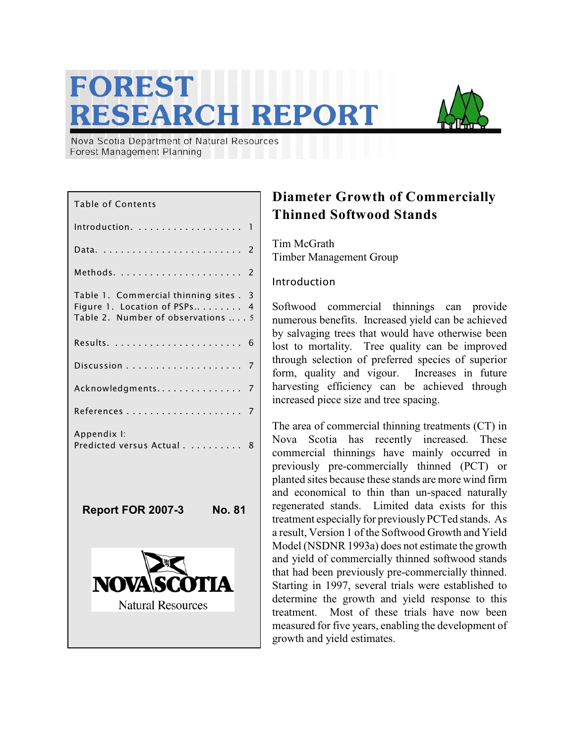# FOREST RESEARCH REPORT

Nova Scotia Department of Natural Resources
Forest Management Planning

Table of Contents

| | |
|---|---|
| Introduction | 1 |
| Data | 2 |
| Methods | 2 |
| Table 1. Commercial thinning sites | 3 |
| Figure 1. Location of PSPs | 4 |
| Table 2. Number of observations | 5 |
| Results | 6 |
| Discussion | 7 |
| Acknowledgments | 7 |
| References | 7 |
| Appendix I: Predicted versus Actual | 8 |

**Report FOR 2007-3 No. 81**

NOVA SCOTIA
Natural Resources

## Diameter Growth of Commercially Thinned Softwood Stands

Tim McGrath
Timber Management Group

### Introduction

Softwood commercial thinnings can provide numerous benefits. Increased yield can be achieved by salvaging trees that would have otherwise been lost to mortality. Tree quality can be improved through selection of preferred species of superior form, quality and vigour. Increases in future harvesting efficiency can be achieved through increased piece size and tree spacing.

The area of commercial thinning treatments (CT) in Nova Scotia has recently increased. These commercial thinnings have mainly occurred in previously pre-commercially thinned (PCT) or planted sites because these stands are more wind firm and economical to thin than un-spaced naturally regenerated stands. Limited data exists for this treatment especially for previously PCTed stands. As a result, Version 1 of the Softwood Growth and Yield Model (NSDNR 1993a) does not estimate the growth and yield of commercially thinned softwood stands that had been previously pre-commercially thinned. Starting in 1997, several trials were established to determine the growth and yield response to this treatment. Most of these trials have now been measured for five years, enabling the development of growth and yield estimates.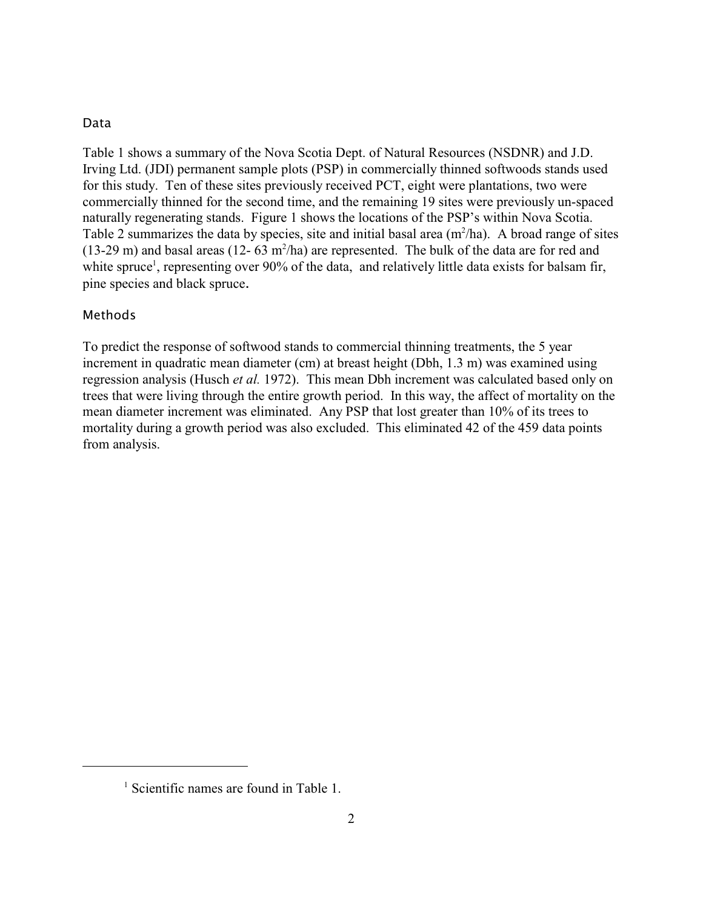## Data

Table 1 shows a summary of the Nova Scotia Dept. of Natural Resources (NSDNR) and J.D. Irving Ltd. (JDI) permanent sample plots (PSP) in commercially thinned softwoods stands used for this study. Ten of these sites previously received PCT, eight were plantations, two were commercially thinned for the second time, and the remaining 19 sites were previously un-spaced naturally regenerating stands. Figure 1 shows the locations of the PSP's within Nova Scotia. Table 2 summarizes the data by species, site and initial basal area ($m^2$/ha). A broad range of sites (13-29 m) and basal areas (12- 63 $m^2$/ha) are represented. The bulk of the data are for red and white spruce[1], representing over 90% of the data, and relatively little data exists for balsam fir, pine species and black spruce.

## Methods

To predict the response of softwood stands to commercial thinning treatments, the 5 year increment in quadratic mean diameter (cm) at breast height (Dbh, 1.3 m) was examined using regression analysis (Husch *et al.* 1972). This mean Dbh increment was calculated based only on trees that were living through the entire growth period. In this way, the affect of mortality on the mean diameter increment was eliminated. Any PSP that lost greater than 10% of its trees to mortality during a growth period was also excluded. This eliminated 42 of the 459 data points from analysis.

---

[1] Scientific names are found in Table 1.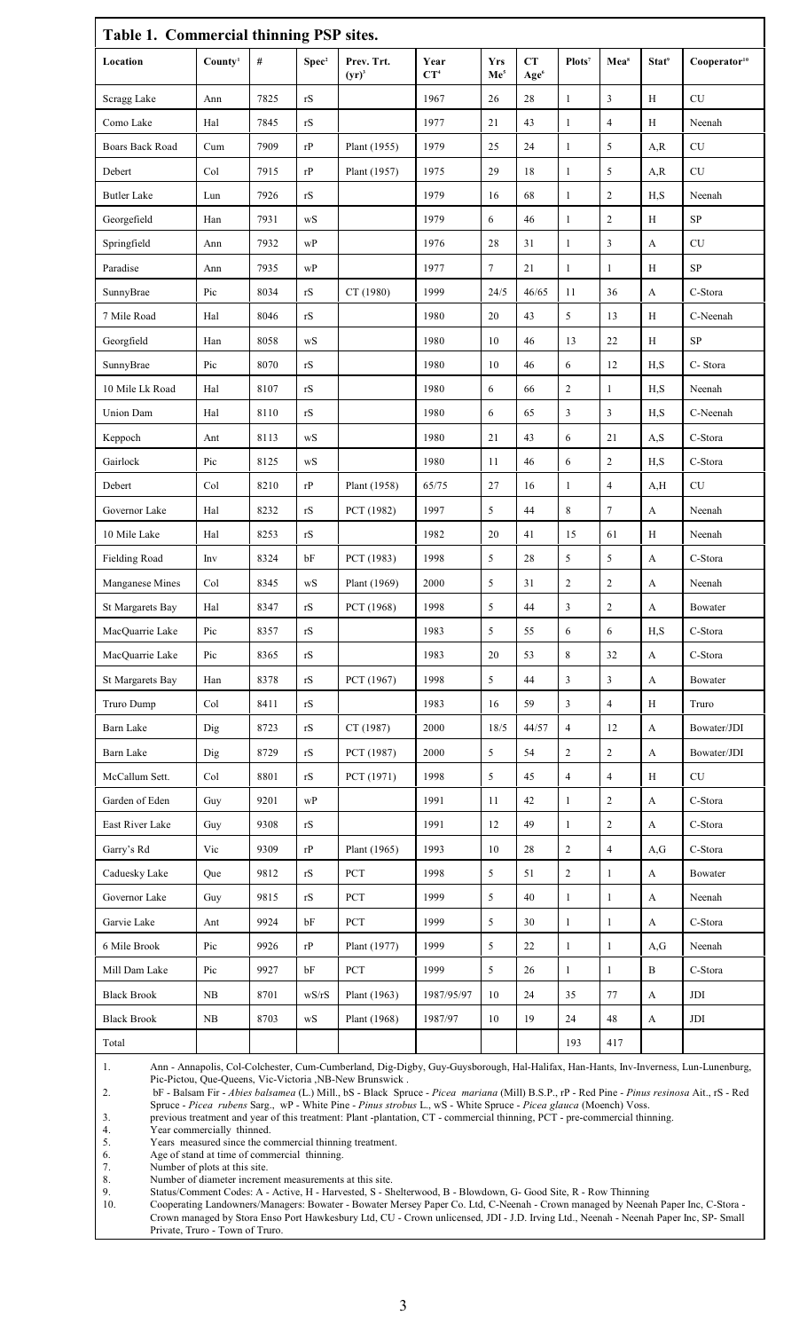## Table 1. Commercial thinning PSP sites.

| Location | County[1] | # | Spec[2] | Prev. Trt. (yr)[3] | Year CT[4] | Yrs Me[5] | CT Age[6] | Plots[7] | Mea[8] | Stat[9] | Cooperator[10] |
|---|---|---|---|---|---|---|---|---|---|---|---|
| Scragg Lake | Ann | 7825 | rS | | 1967 | 26 | 28 | 1 | 3 | H | CU |
| Como Lake | Hal | 7845 | rS | | 1977 | 21 | 43 | 1 | 4 | H | Neenah |
| Boars Back Road | Cum | 7909 | rP | Plant (1955) | 1979 | 25 | 24 | 1 | 5 | A,R | CU |
| Debert | Col | 7915 | rP | Plant (1957) | 1975 | 29 | 18 | 1 | 5 | A,R | CU |
| Butler Lake | Lun | 7926 | rS | | 1979 | 16 | 68 | 1 | 2 | H,S | Neenah |
| Georgefield | Han | 7931 | wS | | 1979 | 6 | 46 | 1 | 2 | H | SP |
| Springfield | Ann | 7932 | wP | | 1976 | 28 | 31 | 1 | 3 | A | CU |
| Paradise | Ann | 7935 | wP | | 1977 | 7 | 21 | 1 | 1 | H | SP |
| SunnyBrae | Pic | 8034 | rS | CT (1980) | 1999 | 24/5 | 46/65 | 11 | 36 | A | C-Stora |
| 7 Mile Road | Hal | 8046 | rS | | 1980 | 20 | 43 | 5 | 13 | H | C-Neenah |
| Georgfield | Han | 8058 | wS | | 1980 | 10 | 46 | 13 | 22 | H | SP |
| SunnyBrae | Pic | 8070 | rS | | 1980 | 10 | 46 | 6 | 12 | H,S | C- Stora |
| 10 Mile Lk Road | Hal | 8107 | rS | | 1980 | 6 | 66 | 2 | 1 | H,S | Neenah |
| Union Dam | Hal | 8110 | rS | | 1980 | 6 | 65 | 3 | 3 | H,S | C-Neenah |
| Keppoch | Ant | 8113 | wS | | 1980 | 21 | 43 | 6 | 21 | A,S | C-Stora |
| Gairlock | Pic | 8125 | wS | | 1980 | 11 | 46 | 6 | 2 | H,S | C-Stora |
| Debert | Col | 8210 | rP | Plant (1958) | 65/75 | 27 | 16 | 1 | 4 | A,H | CU |
| Governor Lake | Hal | 8232 | rS | PCT (1982) | 1997 | 5 | 44 | 8 | 7 | A | Neenah |
| 10 Mile Lake | Hal | 8253 | rS | | 1982 | 20 | 41 | 15 | 61 | H | Neenah |
| Fielding Road | Inv | 8324 | bF | PCT (1983) | 1998 | 5 | 28 | 5 | 5 | A | C-Stora |
| Manganese Mines | Col | 8345 | wS | Plant (1969) | 2000 | 5 | 31 | 2 | 2 | A | Neenah |
| St Margarets Bay | Hal | 8347 | rS | PCT (1968) | 1998 | 5 | 44 | 3 | 2 | A | Bowater |
| MacQuarrie Lake | Pic | 8357 | rS | | 1983 | 5 | 55 | 6 | 6 | H,S | C-Stora |
| MacQuarrie Lake | Pic | 8365 | rS | | 1983 | 20 | 53 | 8 | 32 | A | C-Stora |
| St Margarets Bay | Han | 8378 | rS | PCT (1967) | 1998 | 5 | 44 | 3 | 3 | A | Bowater |
| Truro Dump | Col | 8411 | rS | | 1983 | 16 | 59 | 3 | 4 | H | Truro |
| Barn Lake | Dig | 8723 | rS | CT (1987) | 2000 | 18/5 | 44/57 | 4 | 12 | A | Bowater/JDI |
| Barn Lake | Dig | 8729 | rS | PCT (1987) | 2000 | 5 | 54 | 2 | 2 | A | Bowater/JDI |
| McCallum Sett. | Col | 8801 | rS | PCT (1971) | 1998 | 5 | 45 | 4 | 4 | H | CU |
| Garden of Eden | Guy | 9201 | wP | | 1991 | 11 | 42 | 1 | 2 | A | C-Stora |
| East River Lake | Guy | 9308 | rS | | 1991 | 12 | 49 | 1 | 2 | A | C-Stora |
| Garry's Rd | Vic | 9309 | rP | Plant (1965) | 1993 | 10 | 28 | 2 | 4 | A,G | C-Stora |
| Caduesky Lake | Que | 9812 | rS | PCT | 1998 | 5 | 51 | 2 | 1 | A | Bowater |
| Governor Lake | Guy | 9815 | rS | PCT | 1999 | 5 | 40 | 1 | 1 | A | Neenah |
| Garvie Lake | Ant | 9924 | bF | PCT | 1999 | 5 | 30 | 1 | 1 | A | C-Stora |
| 6 Mile Brook | Pic | 9926 | rP | Plant (1977) | 1999 | 5 | 22 | 1 | 1 | A,G | Neenah |
| Mill Dam Lake | Pic | 9927 | bF | PCT | 1999 | 5 | 26 | 1 | 1 | B | C-Stora |
| Black Brook | NB | 8701 | wS/rS | Plant (1963) | 1987/95/97 | 10 | 24 | 35 | 77 | A | JDI |
| Black Brook | NB | 8703 | wS | Plant (1968) | 1987/97 | 10 | 19 | 24 | 48 | A | JDI |
| Total | | | | | | | | 193 | 417 | | |

1. Ann - Annapolis, Col-Colchester, Cum-Cumberland, Dig-Digby, Guy-Guysborough, Hal-Halifax, Han-Hants, Inv-Inverness, Lun-Lunenburg, Pic-Pictou, Que-Queens, Vic-Victoria ,NB-New Brunswick .
2. bF - Balsam Fir - *Abies balsamea* (L.) Mill., bS - Black Spruce - *Picea mariana* (Mill) B.S.P., rP - Red Pine - *Pinus resinosa* Ait., rS - Red Spruce - *Picea rubens* Sarg., wP - White Pine - *Pinus strobus* L., wS - White Spruce - *Picea glauca* (Moench) Voss.
3. previous treatment and year of this treatment: Plant -plantation, CT - commercial thinning, PCT - pre-commercial thinning.
4. Year commercially thinned.
5. Years measured since the commercial thinning treatment.
6. Age of stand at time of commercial thinning.
7. Number of plots at this site.
8. Number of diameter increment measurements at this site.
9. Status/Comment Codes: A - Active, H - Harvested, S - Shelterwood, B - Blowdown, G- Good Site, R - Row Thinning
10. Cooperating Landowners/Managers: Bowater - Bowater Mersey Paper Co. Ltd, C-Neenah - Crown managed by Neenah Paper Inc, C-Stora - Crown managed by Stora Enso Port Hawkesbury Ltd, CU - Crown unlicensed, JDI - J.D. Irving Ltd., Neenah - Neenah Paper Inc, SP- Small Private, Truro - Town of Truro.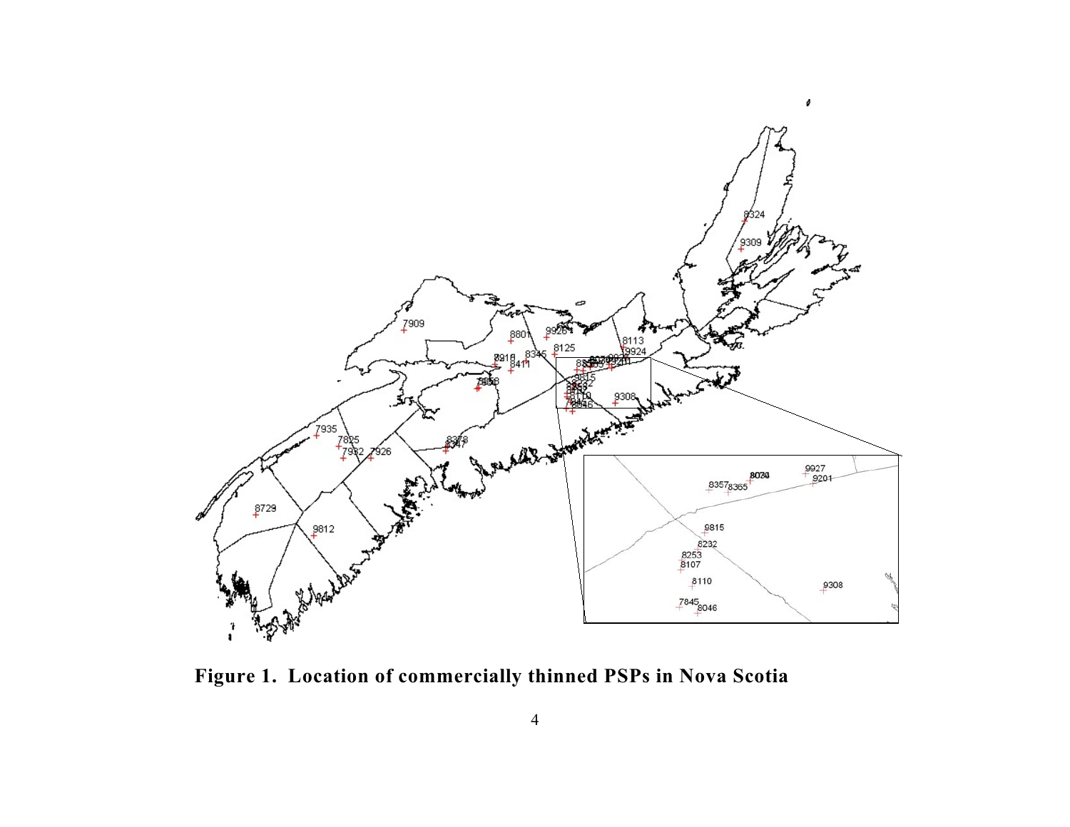**Figure 1. Location of commercially thinned PSPs in Nova Scotia**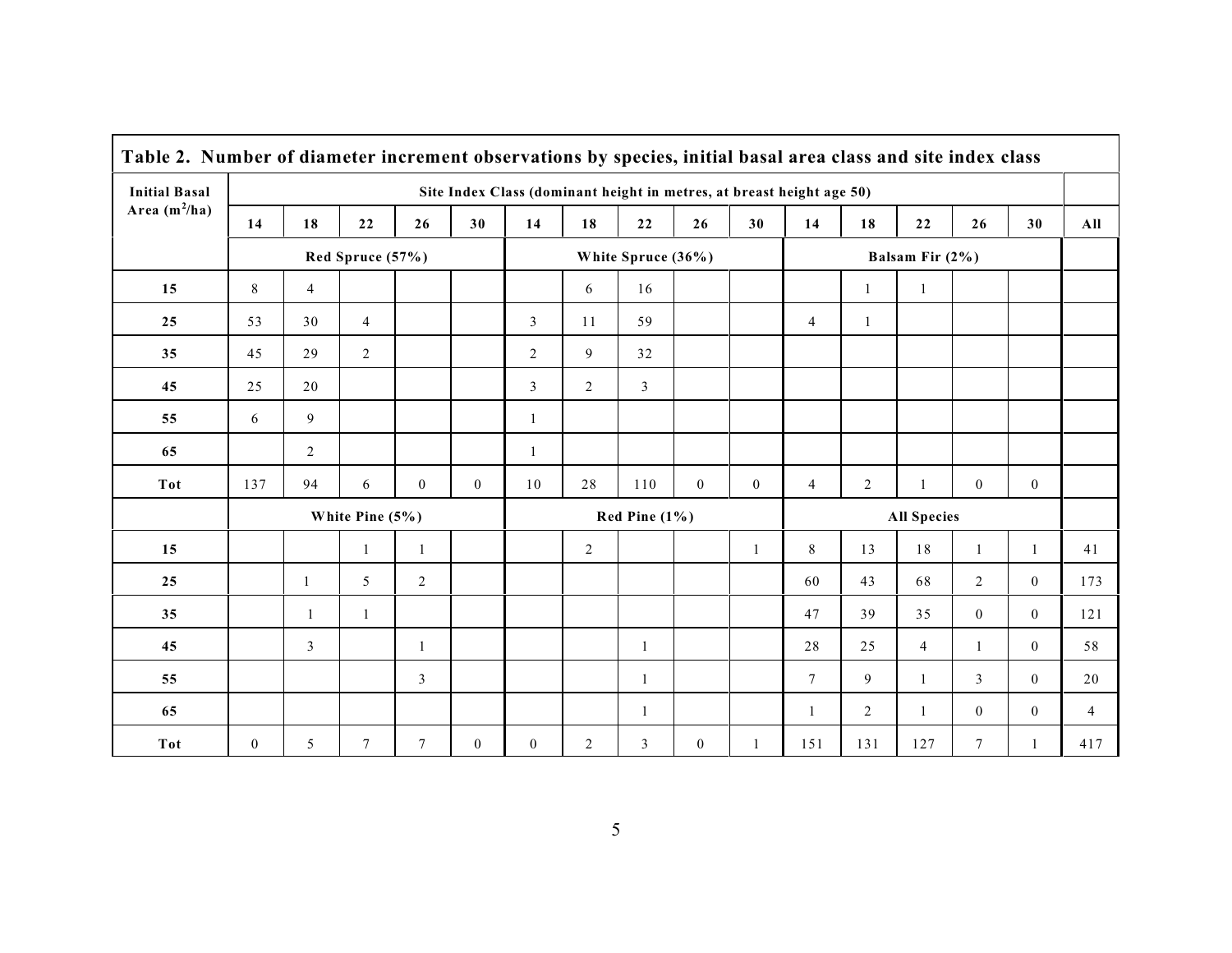**Table 2. Number of diameter increment observations by species, initial basal area class and site index class**

| Initial Basal Area ($m^2$/ha) | Site Index Class (dominant height in metres, at breast height age 50) | | | | | | | | | | | | | | | |
|---|---|---|---|---|---|---|---|---|---|---|---|---|---|---|---|---|
| | 14 | 18 | 22 | 26 | 30 | 14 | 18 | 22 | 26 | 30 | 14 | 18 | 22 | 26 | 30 | All |
| | Red Spruce (57%) | | | | | White Spruce (36%) | | | | | Balsam Fir (2%) | | | | | |
| 15 | 8 | 4 | | | | | 6 | 16 | | | | 1 | 1 | | | |
| 25 | 53 | 30 | 4 | | | 3 | 11 | 59 | | | 4 | 1 | | | | |
| 35 | 45 | 29 | 2 | | | 2 | 9 | 32 | | | | | | | | |
| 45 | 25 | 20 | | | | 3 | 2 | 3 | | | | | | | | |
| 55 | 6 | 9 | | | | 1 | | | | | | | | | | |
| 65 | | 2 | | | | 1 | | | | | | | | | | |
| Tot | 137 | 94 | 6 | 0 | 0 | 10 | 28 | 110 | 0 | 0 | 4 | 2 | 1 | 0 | 0 | |
| | White Pine (5%) | | | | | Red Pine (1%) | | | | | All Species | | | | | |
| 15 | | | 1 | 1 | | | 2 | | | 1 | 8 | 13 | 18 | 1 | 1 | 41 |
| 25 | | 1 | 5 | 2 | | | | | | | 60 | 43 | 68 | 2 | 0 | 173 |
| 35 | | 1 | 1 | | | | | | | | 47 | 39 | 35 | 0 | 0 | 121 |
| 45 | | 3 | | 1 | | | | 1 | | | 28 | 25 | 4 | 1 | 0 | 58 |
| 55 | | | | 3 | | | | 1 | | | 7 | 9 | 1 | 3 | 0 | 20 |
| 65 | | | | | | | | 1 | | | 1 | 2 | 1 | 0 | 0 | 4 |
| Tot | 0 | 5 | 7 | 7 | 0 | 0 | 2 | 3 | 0 | 1 | 151 | 131 | 127 | 7 | 1 | 417 |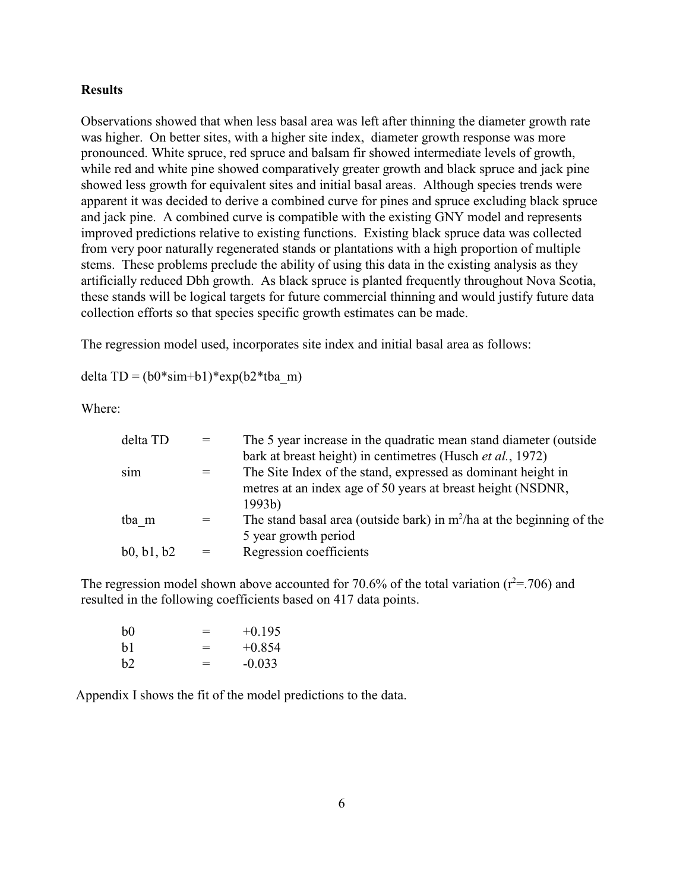## Results

Observations showed that when less basal area was left after thinning the diameter growth rate was higher. On better sites, with a higher site index, diameter growth response was more pronounced. White spruce, red spruce and balsam fir showed intermediate levels of growth, while red and white pine showed comparatively greater growth and black spruce and jack pine showed less growth for equivalent sites and initial basal areas. Although species trends were apparent it was decided to derive a combined curve for pines and spruce excluding black spruce and jack pine. A combined curve is compatible with the existing GNY model and represents improved predictions relative to existing functions. Existing black spruce data was collected from very poor naturally regenerated stands or plantations with a high proportion of multiple stems. These problems preclude the ability of using this data in the existing analysis as they artificially reduced Dbh growth. As black spruce is planted frequently throughout Nova Scotia, these stands will be logical targets for future commercial thinning and would justify future data collection efforts so that species specific growth estimates can be made.

The regression model used, incorporates site index and initial basal area as follows:

delta TD = (b0*sim+b1)*exp(b2*tba_m)

Where:

| | | |
|---|---|---|
| delta TD | = | The 5 year increase in the quadratic mean stand diameter (outside bark at breast height) in centimetres (Husch *et al.*, 1972) |
| sim | = | The Site Index of the stand, expressed as dominant height in metres at an index age of 50 years at breast height (NSDNR, 1993b) |
| tba_m | = | The stand basal area (outside bark) in $m^2$/ha at the beginning of the 5 year growth period |
| b0, b1, b2 | = | Regression coefficients |

The regression model shown above accounted for 70.6% of the total variation ($r^2$=.706) and resulted in the following coefficients based on 417 data points.

| | | |
|---|---|---|
| b0 | = | +0.195 |
| b1 | = | +0.854 |
| b2 | = | -0.033 |

Appendix I shows the fit of the model predictions to the data.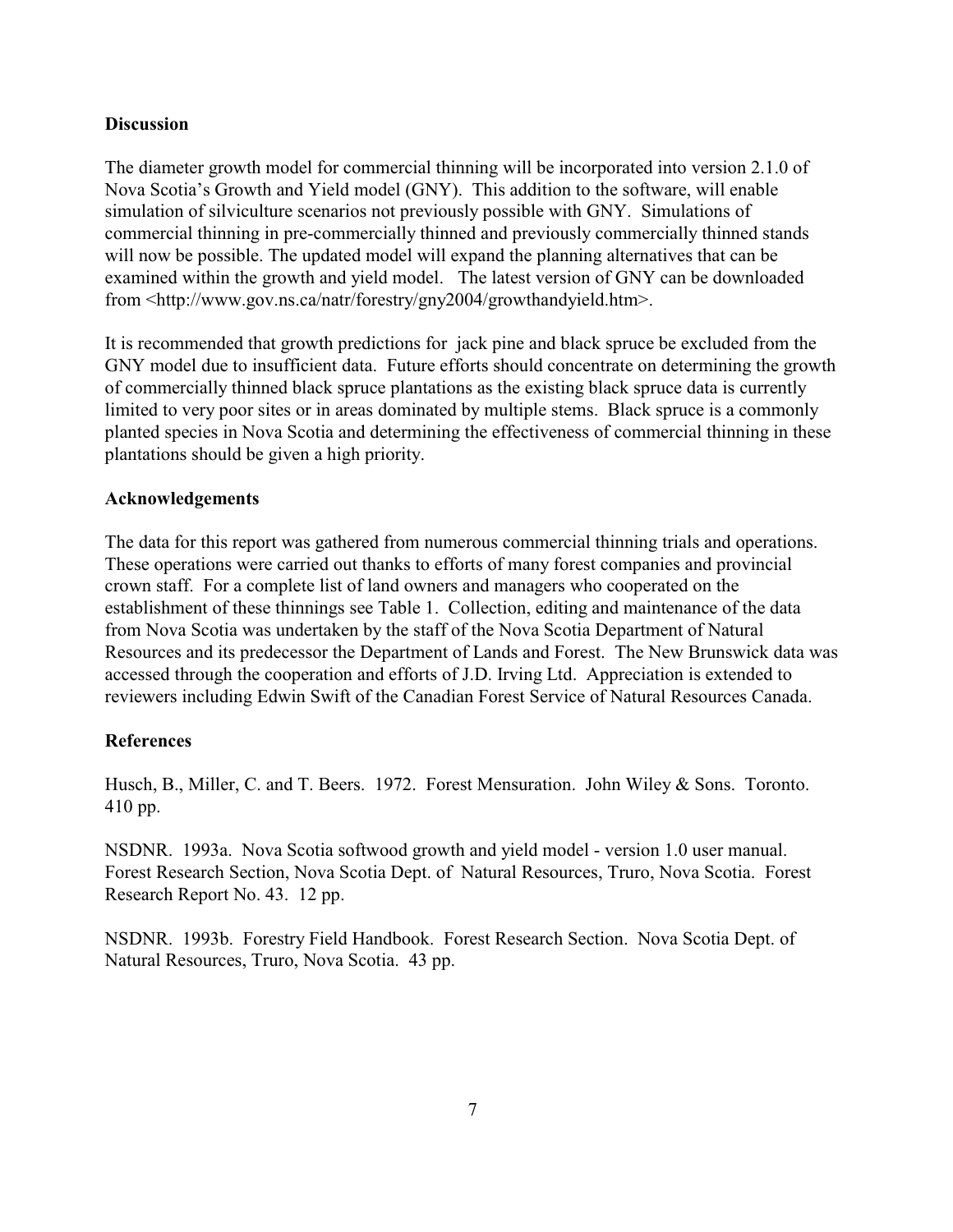## Discussion

The diameter growth model for commercial thinning will be incorporated into version 2.1.0 of Nova Scotia's Growth and Yield model (GNY). This addition to the software, will enable simulation of silviculture scenarios not previously possible with GNY. Simulations of commercial thinning in pre-commercially thinned and previously commercially thinned stands will now be possible. The updated model will expand the planning alternatives that can be examined within the growth and yield model. The latest version of GNY can be downloaded from <http://www.gov.ns.ca/natr/forestry/gny2004/growthandyield.htm>.

It is recommended that growth predictions for jack pine and black spruce be excluded from the GNY model due to insufficient data. Future efforts should concentrate on determining the growth of commercially thinned black spruce plantations as the existing black spruce data is currently limited to very poor sites or in areas dominated by multiple stems. Black spruce is a commonly planted species in Nova Scotia and determining the effectiveness of commercial thinning in these plantations should be given a high priority.

## Acknowledgements

The data for this report was gathered from numerous commercial thinning trials and operations. These operations were carried out thanks to efforts of many forest companies and provincial crown staff. For a complete list of land owners and managers who cooperated on the establishment of these thinnings see Table 1. Collection, editing and maintenance of the data from Nova Scotia was undertaken by the staff of the Nova Scotia Department of Natural Resources and its predecessor the Department of Lands and Forest. The New Brunswick data was accessed through the cooperation and efforts of J.D. Irving Ltd. Appreciation is extended to reviewers including Edwin Swift of the Canadian Forest Service of Natural Resources Canada.

## References

Husch, B., Miller, C. and T. Beers. 1972. Forest Mensuration. John Wiley & Sons. Toronto. 410 pp.

NSDNR. 1993a. Nova Scotia softwood growth and yield model - version 1.0 user manual. Forest Research Section, Nova Scotia Dept. of Natural Resources, Truro, Nova Scotia. Forest Research Report No. 43. 12 pp.

NSDNR. 1993b. Forestry Field Handbook. Forest Research Section. Nova Scotia Dept. of Natural Resources, Truro, Nova Scotia. 43 pp.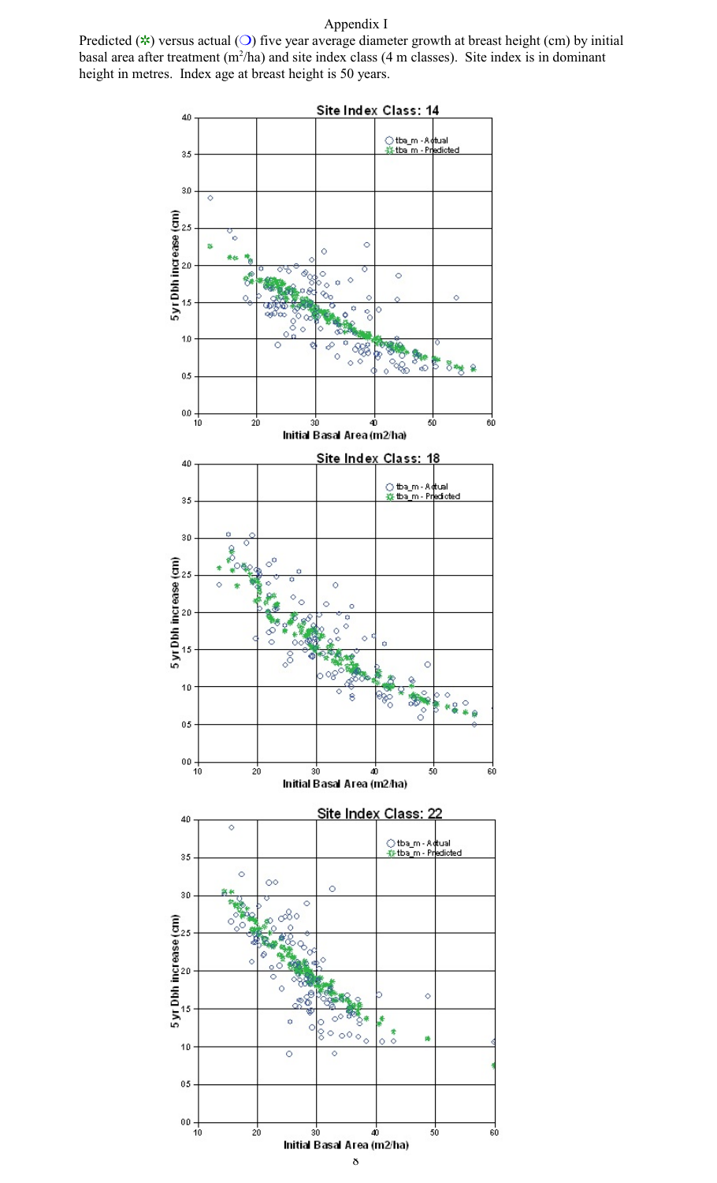Appendix I

Predicted (✻) versus actual (❍) five year average diameter growth at breast height (cm) by initial basal area after treatment ($m^2$/ha) and site index class (4 m classes). Site index is in dominant height in metres. Index age at breast height is 50 years.

Site Index Class: 14

tba_m - Actual
tba_m - Predicted

5 yr Dbh increase (cm)

4.0
3.5
3.0
2.5
2.0
1.5
1.0
0.5
0.0

10 20 30 40 50 60

Initial Basal Area (m2/ha)

Site Index Class: 18

tba_m - Actual
tba_m - Predicted

5 yr Dbh increase (cm)

4.0
3.5
3.0
2.5
2.0
1.5
1.0
0.5
0.0

10 20 30 40 50 60

Initial Basal Area (m2/ha)

Site Index Class: 22

tba_m - Actual
tba_m - Predicted

5 yr Dbh increase (cm)

4.0
3.5
3.0
2.5
2.0
1.5
1.0
0.5
0.0

10 20 30 40 50 60

Initial Basal Area (m2/ha)